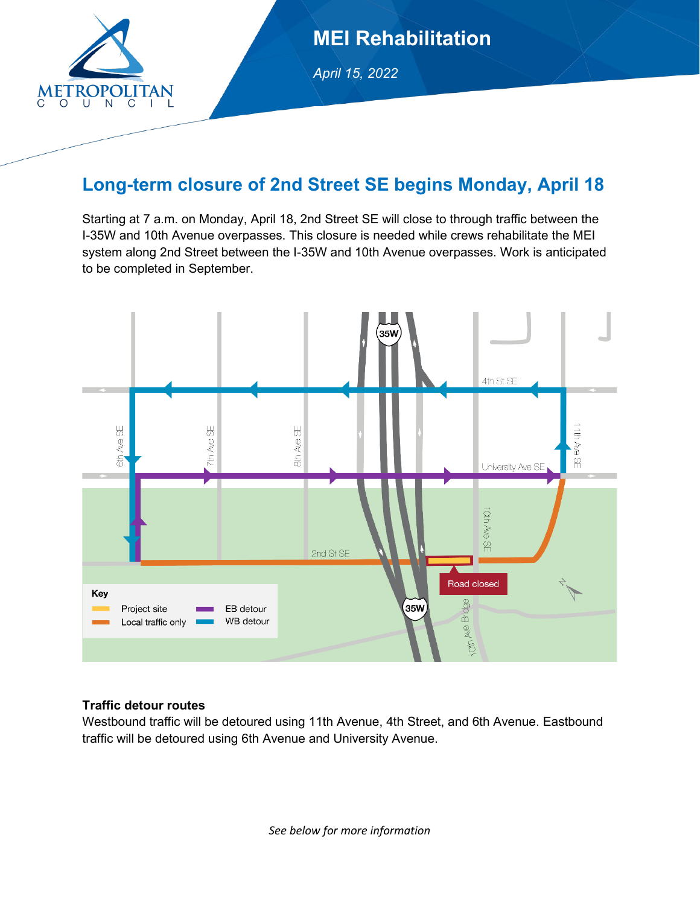# MEI Rehabilitation

*April 15, 2022*

## Long-term closure of 2nd Street SE begins Monday, April 18

Starting at 7 a.m. on Monday, April 18, 2nd Street SE will close to through traffic between the I-35W and 10th Avenue overpasses. This closure is needed while crews rehabilitate the MEI system along 2nd Street between the I-35W and 10th Avenue overpasses. Work is anticipated to be completed in September.

### Traffic detour routes

Westbound traffic will be detoured using 11th Avenue, 4th Street, and 6th Avenue. Eastbound traffic will be detoured using 6th Avenue and University Avenue.

*See below for more information*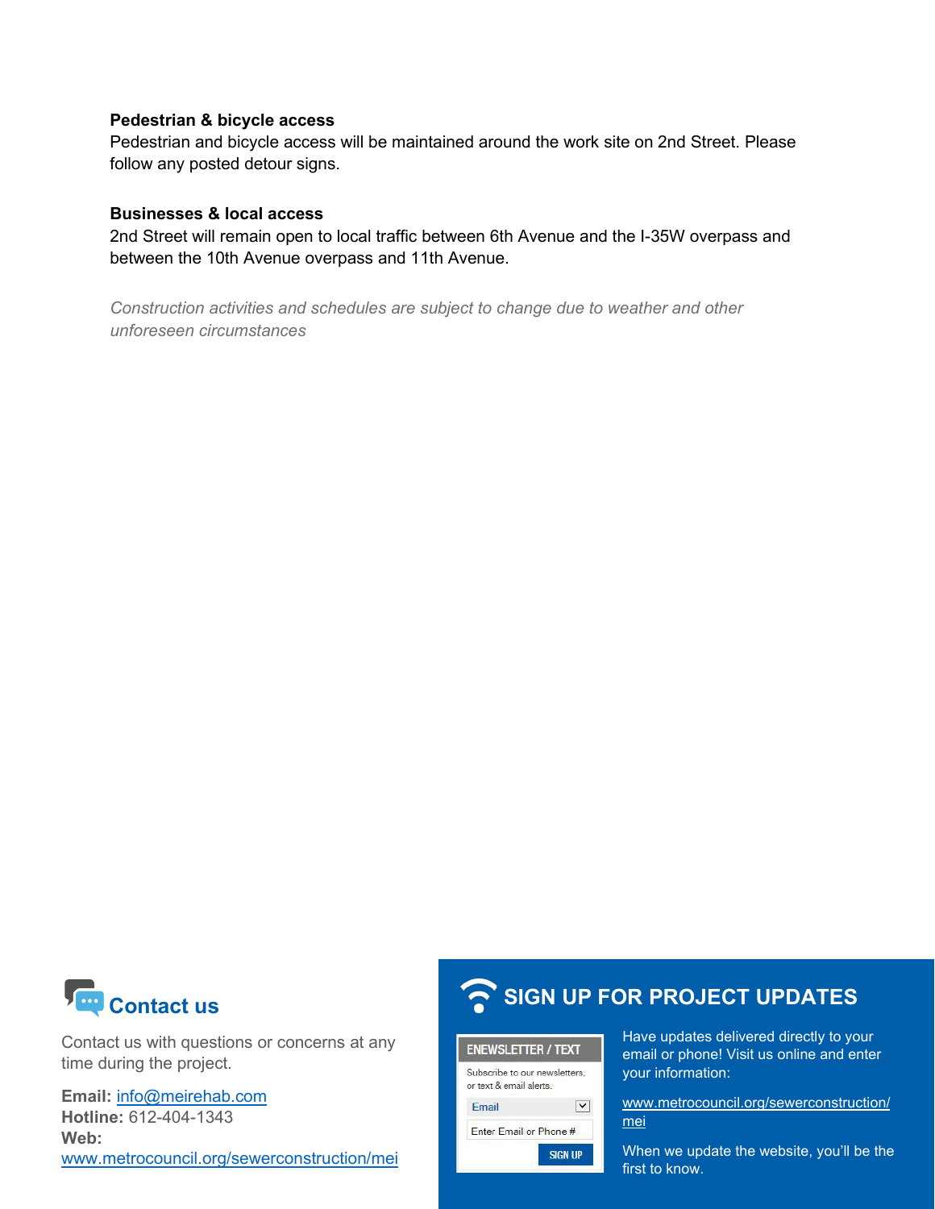**Pedestrian & bicycle access**

Pedestrian and bicycle access will be maintained around the work site on 2nd Street. Please follow any posted detour signs.

**Businesses & local access**

2nd Street will remain open to local traffic between 6th Avenue and the I-35W overpass and between the 10th Avenue overpass and 11th Avenue.

*Construction activities and schedules are subject to change due to weather and other unforeseen circumstances*

## Contact us

Contact us with questions or concerns at any time during the project.

**Email:** info@meirehab.com
**Hotline:** 612-404-1343
**Web:** www.metrocouncil.org/sewerconstruction/mei

## SIGN UP FOR PROJECT UPDATES

ENEWSLETTER / TEXT

Subscribe to our newsletters, or text & email alerts.

Email

Enter Email or Phone #

SIGN UP

Have updates delivered directly to your email or phone! Visit us online and enter your information:

www.metrocouncil.org/sewerconstruction/mei

When we update the website, you'll be the first to know.